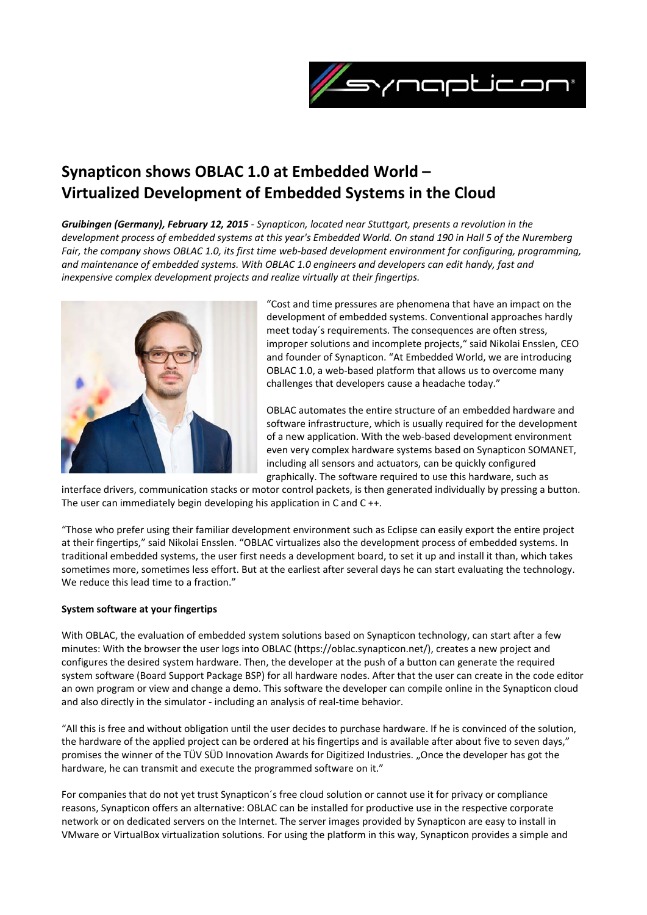# Synapticon shows OBLAC 1.0 at Embedded World – Virtualized Development of Embedded Systems in the Cloud

***Gruibingen (Germany), February 12, 2015*** *- Synapticon, located near Stuttgart, presents a revolution in the development process of embedded systems at this year's Embedded World. On stand 190 in Hall 5 of the Nuremberg Fair, the company shows OBLAC 1.0, its first time web-based development environment for configuring, programming, and maintenance of embedded systems. With OBLAC 1.0 engineers and developers can edit handy, fast and inexpensive complex development projects and realize virtually at their fingertips.*

"Cost and time pressures are phenomena that have an impact on the development of embedded systems. Conventional approaches hardly meet today´s requirements. The consequences are often stress, improper solutions and incomplete projects," said Nikolai Ensslen, CEO and founder of Synapticon. "At Embedded World, we are introducing OBLAC 1.0, a web-based platform that allows us to overcome many challenges that developers cause a headache today."

OBLAC automates the entire structure of an embedded hardware and software infrastructure, which is usually required for the development of a new application. With the web-based development environment even very complex hardware systems based on Synapticon SOMANET, including all sensors and actuators, can be quickly configured graphically. The software required to use this hardware, such as interface drivers, communication stacks or motor control packets, is then generated individually by pressing a button. The user can immediately begin developing his application in C and C ++.

"Those who prefer using their familiar development environment such as Eclipse can easily export the entire project at their fingertips," said Nikolai Ensslen. "OBLAC virtualizes also the development process of embedded systems. In traditional embedded systems, the user first needs a development board, to set it up and install it than, which takes sometimes more, sometimes less effort. But at the earliest after several days he can start evaluating the technology. We reduce this lead time to a fraction."

**System software at your fingertips**

With OBLAC, the evaluation of embedded system solutions based on Synapticon technology, can start after a few minutes: With the browser the user logs into OBLAC (https://oblac.synapticon.net/), creates a new project and configures the desired system hardware. Then, the developer at the push of a button can generate the required system software (Board Support Package BSP) for all hardware nodes. After that the user can create in the code editor an own program or view and change a demo. This software the developer can compile online in the Synapticon cloud and also directly in the simulator - including an analysis of real-time behavior.

"All this is free and without obligation until the user decides to purchase hardware. If he is convinced of the solution, the hardware of the applied project can be ordered at his fingertips and is available after about five to seven days," promises the winner of the TÜV SÜD Innovation Awards for Digitized Industries. „Once the developer has got the hardware, he can transmit and execute the programmed software on it."

For companies that do not yet trust Synapticon´s free cloud solution or cannot use it for privacy or compliance reasons, Synapticon offers an alternative: OBLAC can be installed for productive use in the respective corporate network or on dedicated servers on the Internet. The server images provided by Synapticon are easy to install in VMware or VirtualBox virtualization solutions. For using the platform in this way, Synapticon provides a simple and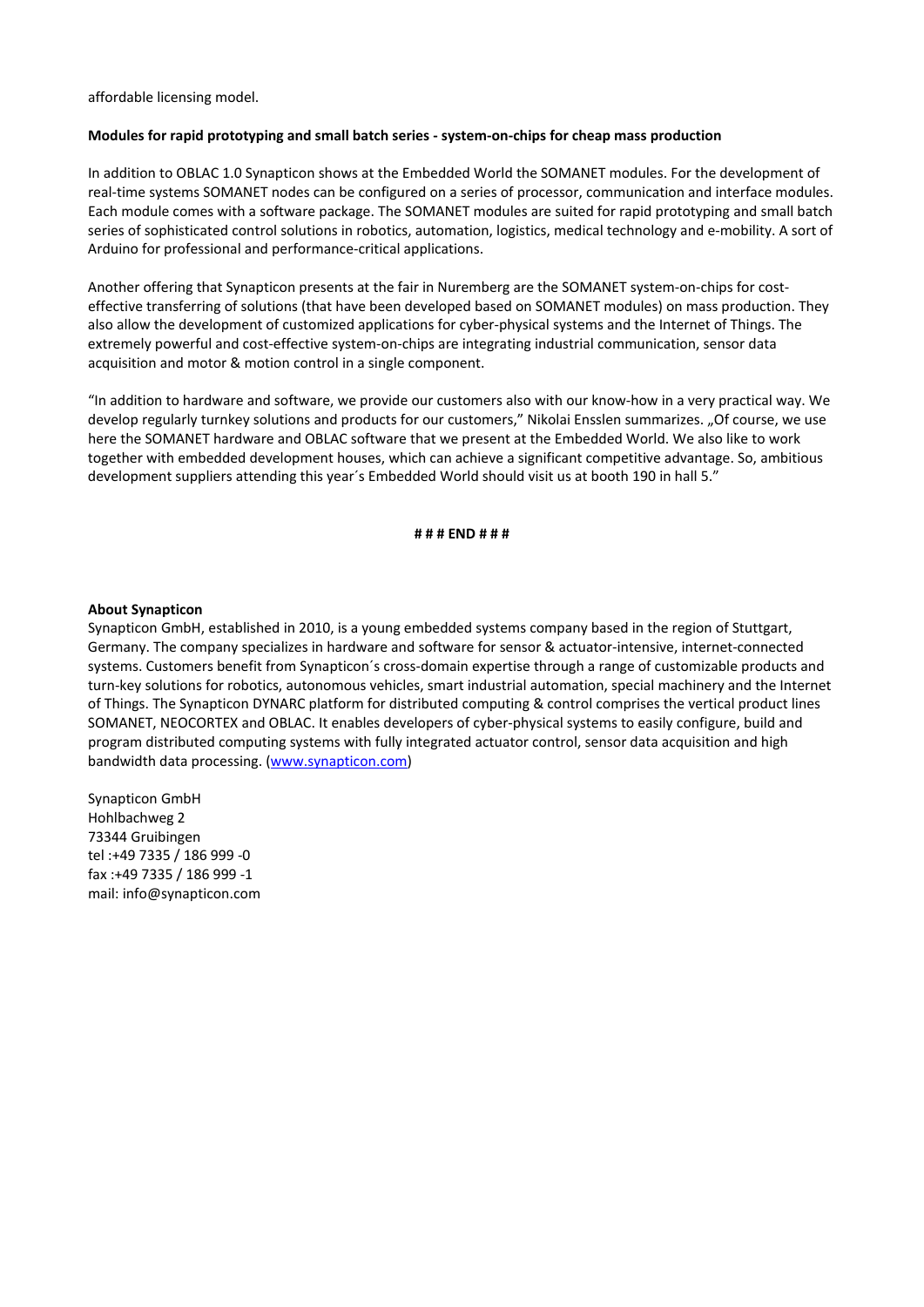affordable licensing model.

**Modules for rapid prototyping and small batch series - system-on-chips for cheap mass production**

In addition to OBLAC 1.0 Synapticon shows at the Embedded World the SOMANET modules. For the development of real-time systems SOMANET nodes can be configured on a series of processor, communication and interface modules. Each module comes with a software package. The SOMANET modules are suited for rapid prototyping and small batch series of sophisticated control solutions in robotics, automation, logistics, medical technology and e-mobility. A sort of Arduino for professional and performance-critical applications.

Another offering that Synapticon presents at the fair in Nuremberg are the SOMANET system-on-chips for cost-effective transferring of solutions (that have been developed based on SOMANET modules) on mass production. They also allow the development of customized applications for cyber-physical systems and the Internet of Things. The extremely powerful and cost-effective system-on-chips are integrating industrial communication, sensor data acquisition and motor & motion control in a single component.

"In addition to hardware and software, we provide our customers also with our know-how in a very practical way. We develop regularly turnkey solutions and products for our customers," Nikolai Ensslen summarizes. „Of course, we use here the SOMANET hardware and OBLAC software that we present at the Embedded World. We also like to work together with embedded development houses, which can achieve a significant competitive advantage. So, ambitious development suppliers attending this year´s Embedded World should visit us at booth 190 in hall 5."

**# # # END # # #**

**About Synapticon**

Synapticon GmbH, established in 2010, is a young embedded systems company based in the region of Stuttgart, Germany. The company specializes in hardware and software for sensor & actuator-intensive, internet-connected systems. Customers benefit from Synapticon´s cross-domain expertise through a range of customizable products and turn-key solutions for robotics, autonomous vehicles, smart industrial automation, special machinery and the Internet of Things. The Synapticon DYNARC platform for distributed computing & control comprises the vertical product lines SOMANET, NEOCORTEX and OBLAC. It enables developers of cyber-physical systems to easily configure, build and program distributed computing systems with fully integrated actuator control, sensor data acquisition and high bandwidth data processing. (www.synapticon.com)

Synapticon GmbH
Hohlbachweg 2
73344 Gruibingen
tel :+49 7335 / 186 999 -0
fax :+49 7335 / 186 999 -1
mail: info@synapticon.com